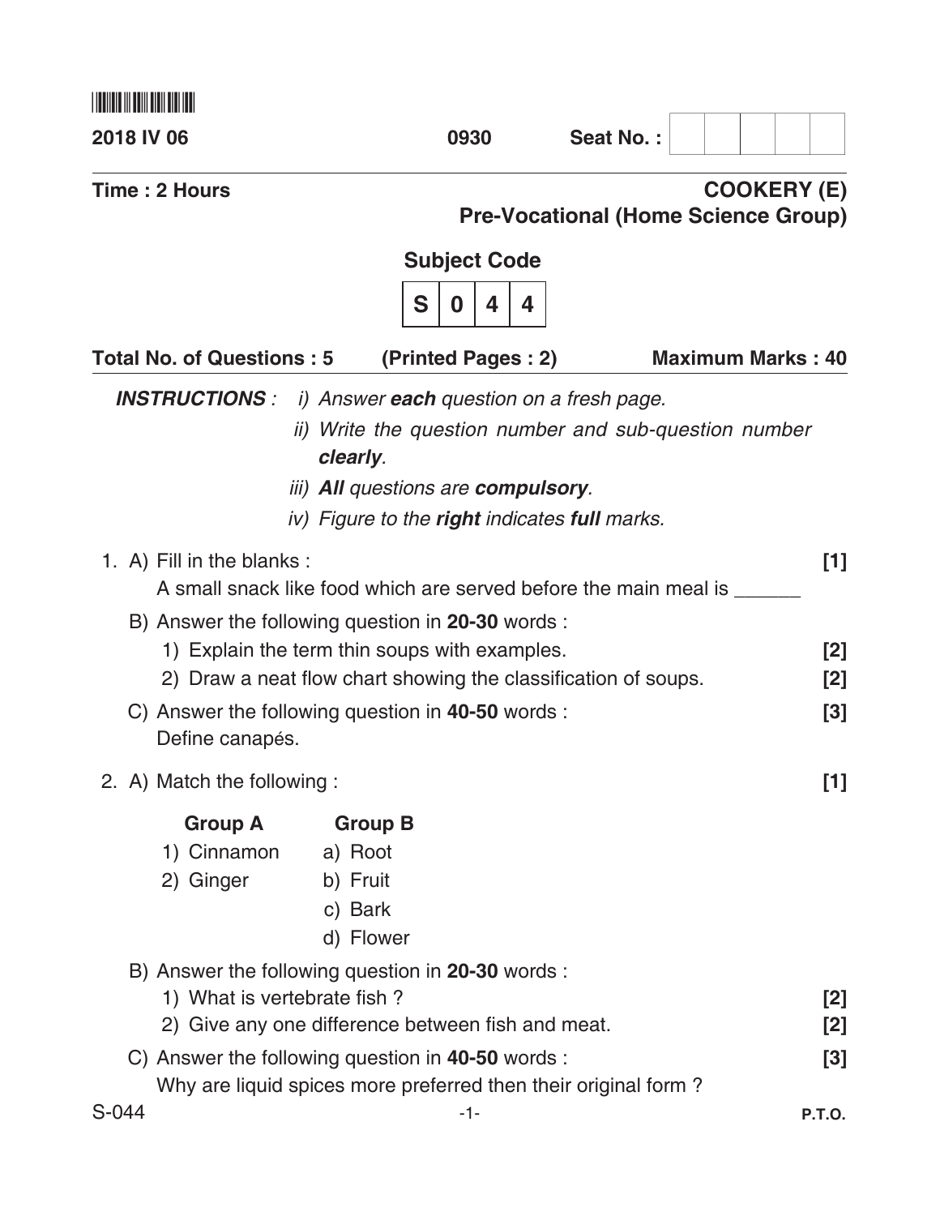2018 IV 06 | 0930 | Seat No. :

Time : 2 Hours

**COOKERY (E)**
**Pre-Vocational (Home Science Group)**

**Subject Code**

| S | 0 | 4 | 4 |
|---|---|---|---|

**Total No. of Questions : 5** **(Printed Pages : 2)** **Maximum Marks : 40**

***INSTRUCTIONS :*** *i) Answer **each** question on a fresh page.*
*ii) Write the question number and sub-question number **clearly**.*
*iii) **All** questions are **compulsory**.*
*iv) Figure to the **right** indicates **full** marks.*

1. A) Fill in the blanks : **[1]**
   A small snack like food which are served before the main meal is ______

   B) Answer the following question in **20-30** words :
   1) Explain the term thin soups with examples. **[2]**
   2) Draw a neat flow chart showing the classification of soups. **[2]**

   C) Answer the following question in **40-50** words : **[3]**
   Define canapés.

2. A) Match the following : **[1]**

| Group A | Group B |
|---|---|
| 1) Cinnamon | a) Root |
| 2) Ginger | b) Fruit |
| | c) Bark |
| | d) Flower |

   B) Answer the following question in **20-30** words :
   1) What is vertebrate fish ? **[2]**
   2) Give any one difference between fish and meat. **[2]**

   C) Answer the following question in **40-50** words : **[3]**
   Why are liquid spices more preferred then their original form ?

P.T.O.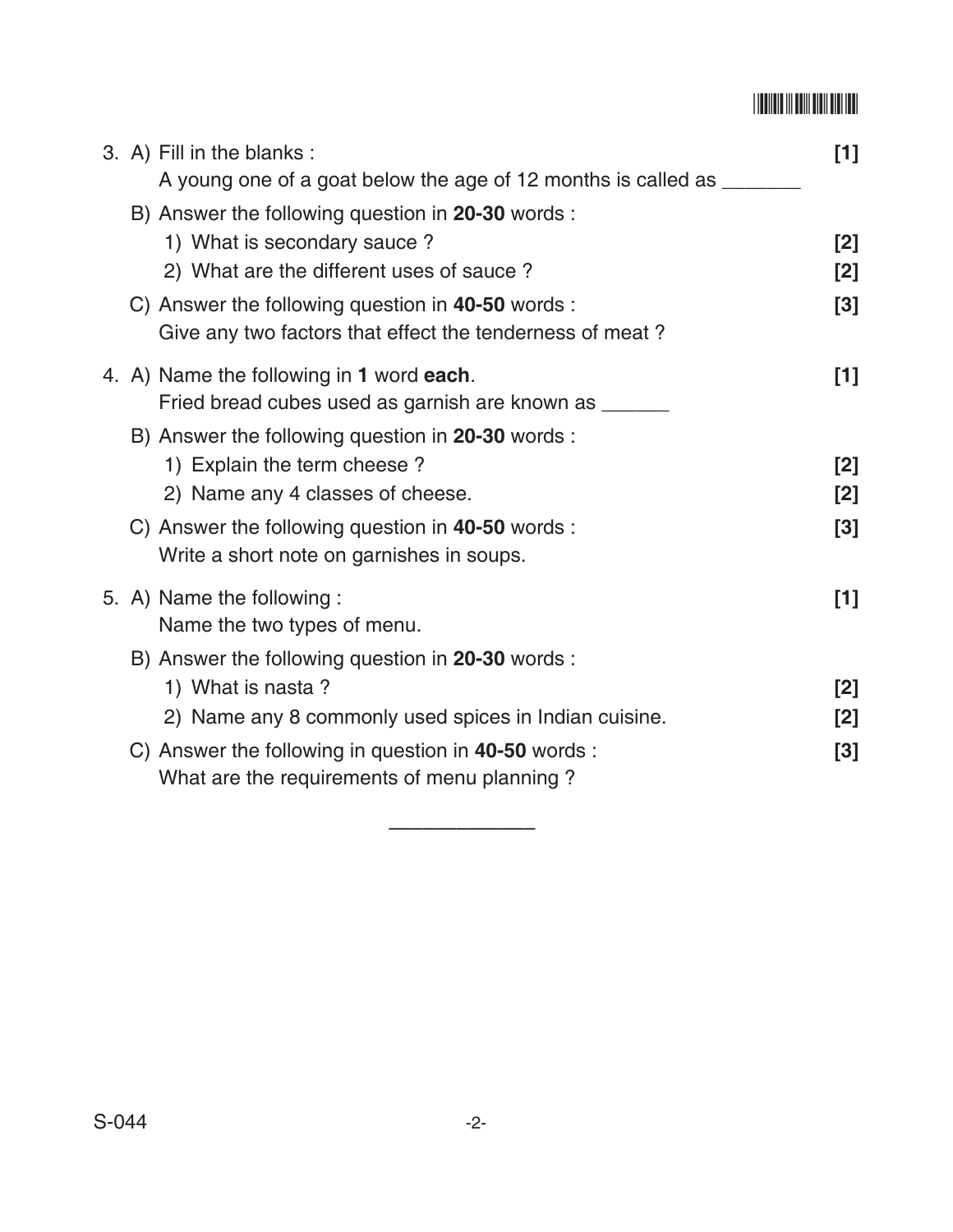3. A) Fill in the blanks : **[1]**

   A young one of a goat below the age of 12 months is called as _______

   B) Answer the following question in **20-30** words :

   1) What is secondary sauce ? **[2]**

   2) What are the different uses of sauce ? **[2]**

   C) Answer the following question in **40-50** words : **[3]**

   Give any two factors that effect the tenderness of meat ?

4. A) Name the following in **1** word **each**. **[1]**

   Fried bread cubes used as garnish are known as ______

   B) Answer the following question in **20-30** words :

   1) Explain the term cheese ? **[2]**

   2) Name any 4 classes of cheese. **[2]**

   C) Answer the following question in **40-50** words : **[3]**

   Write a short note on garnishes in soups.

5. A) Name the following : **[1]**

   Name the two types of menu.

   B) Answer the following question in **20-30** words :

   1) What is nasta ? **[2]**

   2) Name any 8 commonly used spices in Indian cuisine. **[2]**

   C) Answer the following in question in **40-50** words : **[3]**

   What are the requirements of menu planning ?

_____________

S-044